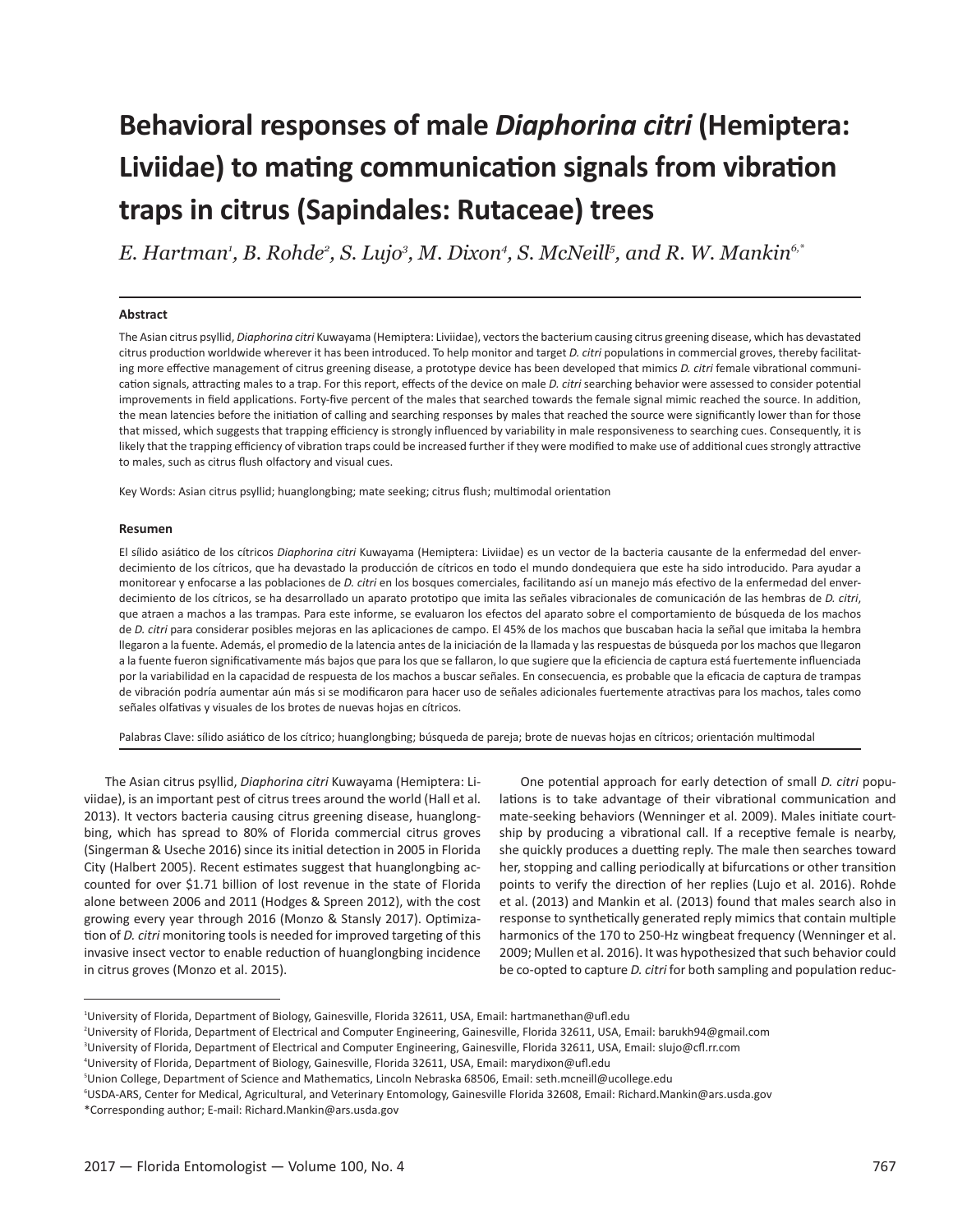# Behavioral responses of male *Diaphorina citri* (Hemiptera: Liviidae) to mating communication signals from vibration traps in citrus (Sapindales: Rutaceae) trees

*E. Hartman*[1], *B. Rohde*[2], *S. Lujo*[3], *M. Dixon*[4], *S. McNeill*[5], *and R. W. Mankin*[6,*]

## Abstract

The Asian citrus psyllid, *Diaphorina citri* Kuwayama (Hemiptera: Liviidae), vectors the bacterium causing citrus greening disease, which has devastated citrus production worldwide wherever it has been introduced. To help monitor and target *D. citri* populations in commercial groves, thereby facilitating more effective management of citrus greening disease, a prototype device has been developed that mimics *D. citri* female vibrational communication signals, attracting males to a trap. For this report, effects of the device on male *D. citri* searching behavior were assessed to consider potential improvements in field applications. Forty-five percent of the males that searched towards the female signal mimic reached the source. In addition, the mean latencies before the initiation of calling and searching responses by males that reached the source were significantly lower than for those that missed, which suggests that trapping efficiency is strongly influenced by variability in male responsiveness to searching cues. Consequently, it is likely that the trapping efficiency of vibration traps could be increased further if they were modified to make use of additional cues strongly attractive to males, such as citrus flush olfactory and visual cues.

Key Words: Asian citrus psyllid; huanglongbing; mate seeking; citrus flush; multimodal orientation

## Resumen

El sílido asiático de los cítricos *Diaphorina citri* Kuwayama (Hemiptera: Liviidae) es un vector de la bacteria causante de la enfermedad del enverdecimiento de los cítricos, que ha devastado la producción de cítricos en todo el mundo dondequiera que este ha sido introducido. Para ayudar a monitorear y enfocarse a las poblaciones de *D. citri* en los bosques comerciales, facilitando así un manejo más efectivo de la enfermedad del enverdecimiento de los cítricos, se ha desarrollado un aparato prototipo que imita las señales vibracionales de comunicación de las hembras de *D. citri*, que atraen a machos a las trampas. Para este informe, se evaluaron los efectos del aparato sobre el comportamiento de búsqueda de los machos de *D. citri* para considerar posibles mejoras en las aplicaciones de campo. El 45% de los machos que buscaban hacia la señal que imitaba la hembra llegaron a la fuente. Además, el promedio de la latencia antes de la iniciación de la llamada y las respuestas de búsqueda por los machos que llegaron a la fuente fueron significativamente más bajos que para los que se fallaron, lo que sugiere que la eficiencia de captura está fuertemente influenciada por la variabilidad en la capacidad de respuesta de los machos a buscar señales. En consecuencia, es probable que la eficacia de captura de trampas de vibración podría aumentar aún más si se modificaron para hacer uso de señales adicionales fuertemente atractivas para los machos, tales como señales olfativas y visuales de los brotes de nuevas hojas en cítricos.

Palabras Clave: sílido asiático de los cítrico; huanglongbing; búsqueda de pareja; brote de nuevas hojas en cítricos; orientación multimodal

The Asian citrus psyllid, *Diaphorina citri* Kuwayama (Hemiptera: Liviidae), is an important pest of citrus trees around the world (Hall et al. 2013). It vectors bacteria causing citrus greening disease, huanglongbing, which has spread to 80% of Florida commercial citrus groves (Singerman & Useche 2016) since its initial detection in 2005 in Florida City (Halbert 2005). Recent estimates suggest that huanglongbing accounted for over $1.71 billion of lost revenue in the state of Florida alone between 2006 and 2011 (Hodges & Spreen 2012), with the cost growing every year through 2016 (Monzo & Stansly 2017). Optimization of *D. citri* monitoring tools is needed for improved targeting of this invasive insect vector to enable reduction of huanglongbing incidence in citrus groves (Monzo et al. 2015).

One potential approach for early detection of small *D. citri* populations is to take advantage of their vibrational communication and mate-seeking behaviors (Wenninger et al. 2009). Males initiate courtship by producing a vibrational call. If a receptive female is nearby, she quickly produces a duetting reply. The male then searches toward her, stopping and calling periodically at bifurcations or other transition points to verify the direction of her replies (Lujo et al. 2016). Rohde et al. (2013) and Mankin et al. (2013) found that males search also in response to synthetically generated reply mimics that contain multiple harmonics of the 170 to 250-Hz wingbeat frequency (Wenninger et al. 2009; Mullen et al. 2016). It was hypothesized that such behavior could be co-opted to capture *D. citri* for both sampling and population reduc-

---

[1]University of Florida, Department of Biology, Gainesville, Florida 32611, USA, Email: hartmanethan@ufl.edu
[2]University of Florida, Department of Electrical and Computer Engineering, Gainesville, Florida 32611, USA, Email: barukh94@gmail.com
[3]University of Florida, Department of Electrical and Computer Engineering, Gainesville, Florida 32611, USA, Email: slujo@cfl.rr.com
[4]University of Florida, Department of Biology, Gainesville, Florida 32611, USA, Email: marydixon@ufl.edu
[5]Union College, Department of Science and Mathematics, Lincoln Nebraska 68506, Email: seth.mcneill@ucollege.edu
[6]USDA-ARS, Center for Medical, Agricultural, and Veterinary Entomology, Gainesville Florida 32608, Email: Richard.Mankin@ars.usda.gov
*Corresponding author; E-mail: Richard.Mankin@ars.usda.gov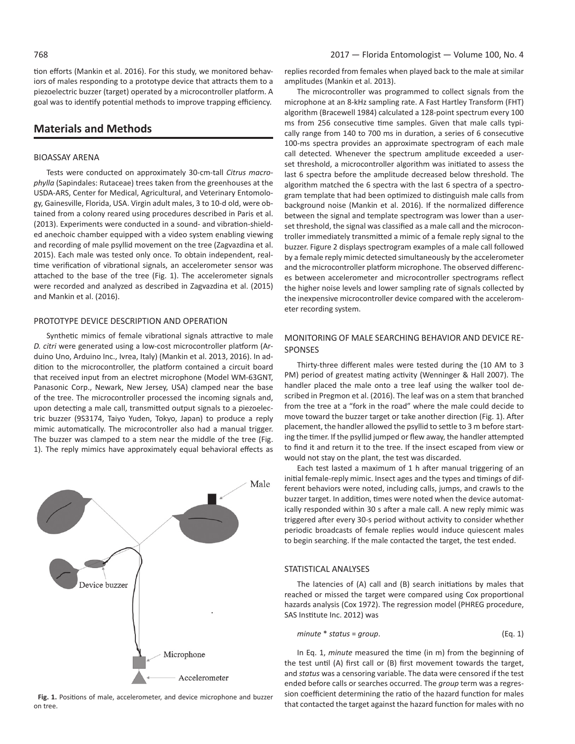tion efforts (Mankin et al. 2016). For this study, we monitored behaviors of males responding to a prototype device that attracts them to a piezoelectric buzzer (target) operated by a microcontroller platform. A goal was to identify potential methods to improve trapping efficiency.

## Materials and Methods

### BIOASSAY ARENA

Tests were conducted on approximately 30-cm-tall *Citrus macrophylla* (Sapindales: Rutaceae) trees taken from the greenhouses at the USDA-ARS, Center for Medical, Agricultural, and Veterinary Entomology, Gainesville, Florida, USA. Virgin adult males, 3 to 10-d old, were obtained from a colony reared using procedures described in Paris et al. (2013). Experiments were conducted in a sound- and vibration-shielded anechoic chamber equipped with a video system enabling viewing and recording of male psyllid movement on the tree (Zagvazdina et al. 2015). Each male was tested only once. To obtain independent, real-time verification of vibrational signals, an accelerometer sensor was attached to the base of the tree (Fig. 1). The accelerometer signals were recorded and analyzed as described in Zagvazdina et al. (2015) and Mankin et al. (2016).

### PROTOTYPE DEVICE DESCRIPTION AND OPERATION

Synthetic mimics of female vibrational signals attractive to male *D. citri* were generated using a low-cost microcontroller platform (Arduino Uno, Arduino Inc., Ivrea, Italy) (Mankin et al. 2013, 2016). In addition to the microcontroller, the platform contained a circuit board that received input from an electret microphone (Model WM-63GNT, Panasonic Corp., Newark, New Jersey, USA) clamped near the base of the tree. The microcontroller processed the incoming signals and, upon detecting a male call, transmitted output signals to a piezoelectric buzzer (9S3174, Taiyo Yuden, Tokyo, Japan) to produce a reply mimic automatically. The microcontroller also had a manual trigger. The buzzer was clamped to a stem near the middle of the tree (Fig. 1). The reply mimics have approximately equal behavioral effects as replies recorded from females when played back to the male at similar amplitudes (Mankin et al. 2013).

**Fig. 1.** Positions of male, accelerometer, and device microphone and buzzer on tree.

The microcontroller was programmed to collect signals from the microphone at an 8-kHz sampling rate. A Fast Hartley Transform (FHT) algorithm (Bracewell 1984) calculated a 128-point spectrum every 100 ms from 256 consecutive time samples. Given that male calls typically range from 140 to 700 ms in duration, a series of 6 consecutive 100-ms spectra provides an approximate spectrogram of each male call detected. Whenever the spectrum amplitude exceeded a user-set threshold, a microcontroller algorithm was initiated to assess the last 6 spectra before the amplitude decreased below threshold. The algorithm matched the 6 spectra with the last 6 spectra of a spectrogram template that had been optimized to distinguish male calls from background noise (Mankin et al. 2016). If the normalized difference between the signal and template spectrogram was lower than a user-set threshold, the signal was classified as a male call and the microcontroller immediately transmitted a mimic of a female reply signal to the buzzer. Figure 2 displays spectrogram examples of a male call followed by a female reply mimic detected simultaneously by the accelerometer and the microcontroller platform microphone. The observed differences between accelerometer and microcontroller spectrograms reflect the higher noise levels and lower sampling rate of signals collected by the inexpensive microcontroller device compared with the accelerometer recording system.

### MONITORING OF MALE SEARCHING BEHAVIOR AND DEVICE RESPONSES

Thirty-three different males were tested during the (10 AM to 3 PM) period of greatest mating activity (Wenninger & Hall 2007). The handler placed the male onto a tree leaf using the walker tool described in Pregmon et al. (2016). The leaf was on a stem that branched from the tree at a "fork in the road" where the male could decide to move toward the buzzer target or take another direction (Fig. 1). After placement, the handler allowed the psyllid to settle to 3 m before starting the timer. If the psyllid jumped or flew away, the handler attempted to find it and return it to the tree. If the insect escaped from view or would not stay on the plant, the test was discarded.

Each test lasted a maximum of 1 h after manual triggering of an initial female-reply mimic. Insect ages and the types and timings of different behaviors were noted, including calls, jumps, and crawls to the buzzer target. In addition, times were noted when the device automatically responded within 30 s after a male call. A new reply mimic was triggered after every 30-s period without activity to consider whether periodic broadcasts of female replies would induce quiescent males to begin searching. If the male contacted the target, the test ended.

### STATISTICAL ANALYSES

The latencies of (A) call and (B) search initiations by males that reached or missed the target were compared using Cox proportional hazards analysis (Cox 1972). The regression model (PHREG procedure, SAS Institute Inc. 2012) was

$$minute * status = group. \quad \text{(Eq. 1)}$$

In Eq. 1, *minute* measured the time (in m) from the beginning of the test until (A) first call or (B) first movement towards the target, and *status* was a censoring variable. The data were censored if the test ended before calls or searches occurred. The *group* term was a regression coefficient determining the ratio of the hazard function for males that contacted the target against the hazard function for males with no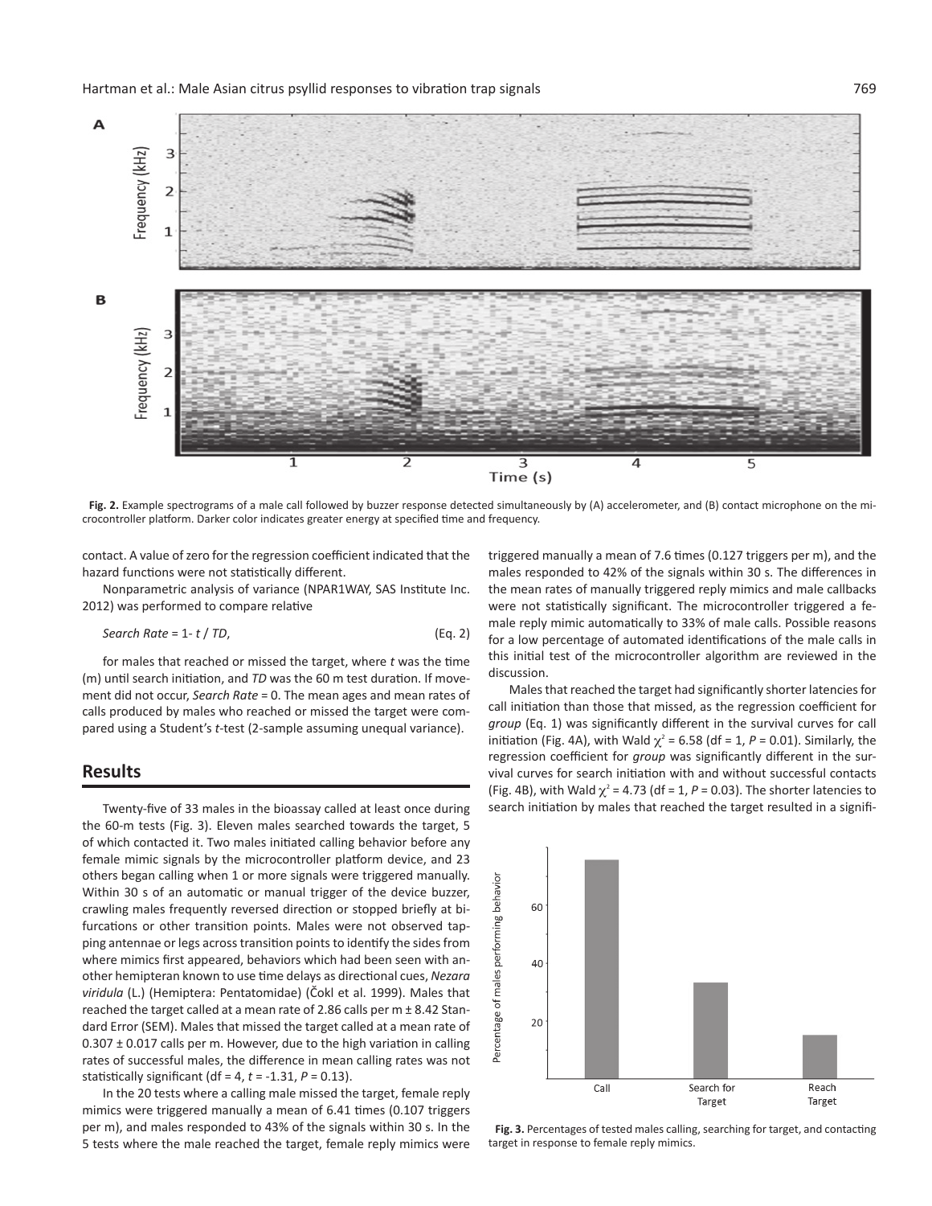**Fig. 2.** Example spectrograms of a male call followed by buzzer response detected simultaneously by (A) accelerometer, and (B) contact microphone on the microcontroller platform. Darker color indicates greater energy at specified time and frequency.

contact. A value of zero for the regression coefficient indicated that the hazard functions were not statistically different.

Nonparametric analysis of variance (NPAR1WAY, SAS Institute Inc. 2012) was performed to compare relative

$$Search\ Rate = 1 - t\ /\ TD, \quad \text{(Eq. 2)}$$

for males that reached or missed the target, where *t* was the time (m) until search initiation, and *TD* was the 60 m test duration. If movement did not occur, *Search Rate* = 0. The mean ages and mean rates of calls produced by males who reached or missed the target were compared using a Student's *t*-test (2-sample assuming unequal variance).

## Results

Twenty-five of 33 males in the bioassay called at least once during the 60-m tests (Fig. 3). Eleven males searched towards the target, 5 of which contacted it. Two males initiated calling behavior before any female mimic signals by the microcontroller platform device, and 23 others began calling when 1 or more signals were triggered manually. Within 30 s of an automatic or manual trigger of the device buzzer, crawling males frequently reversed direction or stopped briefly at bifurcations or other transition points. Males were not observed tapping antennae or legs across transition points to identify the sides from where mimics first appeared, behaviors which had been seen with another hemipteran known to use time delays as directional cues, *Nezara viridula* (L.) (Hemiptera: Pentatomidae) (Čokl et al. 1999). Males that reached the target called at a mean rate of 2.86 calls per m ± 8.42 Standard Error (SEM). Males that missed the target called at a mean rate of 0.307 ± 0.017 calls per m. However, due to the high variation in calling rates of successful males, the difference in mean calling rates was not statistically significant (df = 4, $t = -1.31$, $P = 0.13$).

In the 20 tests where a calling male missed the target, female reply mimics were triggered manually a mean of 6.41 times (0.107 triggers per m), and males responded to 43% of the signals within 30 s. In the 5 tests where the male reached the target, female reply mimics were triggered manually a mean of 7.6 times (0.127 triggers per m), and the males responded to 42% of the signals within 30 s. The differences in the mean rates of manually triggered reply mimics and male callbacks were not statistically significant. The microcontroller triggered a female reply mimic automatically to 33% of male calls. Possible reasons for a low percentage of automated identifications of the male calls in this initial test of the microcontroller algorithm are reviewed in the discussion.

Males that reached the target had significantly shorter latencies for call initiation than those that missed, as the regression coefficient for *group* (Eq. 1) was significantly different in the survival curves for call initiation (Fig. 4A), with Wald $\chi^2 = 6.58$ (df = 1, $P = 0.01$). Similarly, the regression coefficient for *group* was significantly different in the survival curves for search initiation with and without successful contacts (Fig. 4B), with Wald $\chi^2 = 4.73$ (df = 1, $P = 0.03$). The shorter latencies to search initiation by males that reached the target resulted in a signifi-

**Fig. 3.** Percentages of tested males calling, searching for target, and contacting target in response to female reply mimics.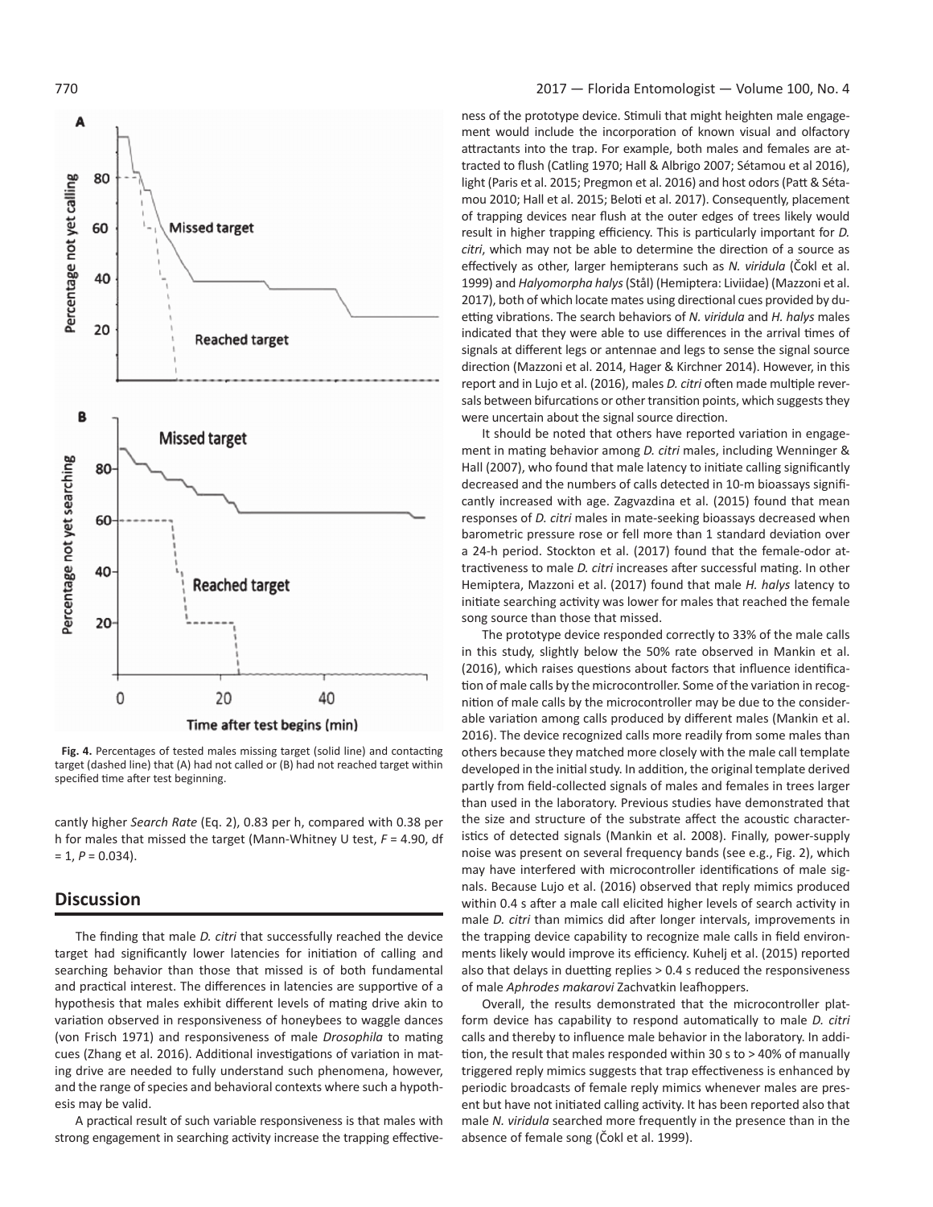**Fig. 4.** Percentages of tested males missing target (solid line) and contacting target (dashed line) that (A) had not called or (B) had not reached target within specified time after test beginning.

cantly higher *Search Rate* (Eq. 2), 0.83 per h, compared with 0.38 per h for males that missed the target (Mann-Whitney U test, $F = 4.90$, df $= 1$, $P = 0.034$).

## Discussion

The finding that male *D. citri* that successfully reached the device target had significantly lower latencies for initiation of calling and searching behavior than those that missed is of both fundamental and practical interest. The differences in latencies are supportive of a hypothesis that males exhibit different levels of mating drive akin to variation observed in responsiveness of honeybees to waggle dances (von Frisch 1971) and responsiveness of male *Drosophila* to mating cues (Zhang et al. 2016). Additional investigations of variation in mating drive are needed to fully understand such phenomena, however, and the range of species and behavioral contexts where such a hypothesis may be valid.

A practical result of such variable responsiveness is that males with strong engagement in searching activity increase the trapping effectiveness of the prototype device. Stimuli that might heighten male engagement would include the incorporation of known visual and olfactory attractants into the trap. For example, both males and females are attracted to flush (Catling 1970; Hall & Albrigo 2007; Sétamou et al 2016), light (Paris et al. 2015; Pregmon et al. 2016) and host odors (Patt & Sétamou 2010; Hall et al. 2015; Beloti et al. 2017). Consequently, placement of trapping devices near flush at the outer edges of trees likely would result in higher trapping efficiency. This is particularly important for *D. citri*, which may not be able to determine the direction of a source as effectively as other, larger hemipterans such as *N. viridula* (Čokl et al. 1999) and *Halyomorpha halys* (Stål) (Hemiptera: Liviidae) (Mazzoni et al. 2017), both of which locate mates using directional cues provided by duetting vibrations. The search behaviors of *N. viridula* and *H. halys* males indicated that they were able to use differences in the arrival times of signals at different legs or antennae and legs to sense the signal source direction (Mazzoni et al. 2014, Hager & Kirchner 2014). However, in this report and in Lujo et al. (2016), males *D. citri* often made multiple reversals between bifurcations or other transition points, which suggests they were uncertain about the signal source direction.

It should be noted that others have reported variation in engagement in mating behavior among *D. citri* males, including Wenninger & Hall (2007), who found that male latency to initiate calling significantly decreased and the numbers of calls detected in 10-m bioassays significantly increased with age. Zagvazdina et al. (2015) found that mean responses of *D. citri* males in mate-seeking bioassays decreased when barometric pressure rose or fell more than 1 standard deviation over a 24-h period. Stockton et al. (2017) found that the female-odor attractiveness to male *D. citri* increases after successful mating. In other Hemiptera, Mazzoni et al. (2017) found that male *H. halys* latency to initiate searching activity was lower for males that reached the female song source than those that missed.

The prototype device responded correctly to 33% of the male calls in this study, slightly below the 50% rate observed in Mankin et al. (2016), which raises questions about factors that influence identification of male calls by the microcontroller. Some of the variation in recognition of male calls by the microcontroller may be due to the considerable variation among calls produced by different males (Mankin et al. 2016). The device recognized calls more readily from some males than others because they matched more closely with the male call template developed in the initial study. In addition, the original template derived partly from field-collected signals of males and females in trees larger than used in the laboratory. Previous studies have demonstrated that the size and structure of the substrate affect the acoustic characteristics of detected signals (Mankin et al. 2008). Finally, power-supply noise was present on several frequency bands (see e.g., Fig. 2), which may have interfered with microcontroller identifications of male signals. Because Lujo et al. (2016) observed that reply mimics produced within 0.4 s after a male call elicited higher levels of search activity in male *D. citri* than mimics did after longer intervals, improvements in the trapping device capability to recognize male calls in field environments likely would improve its efficiency. Kuhelj et al. (2015) reported also that delays in duetting replies > 0.4 s reduced the responsiveness of male *Aphrodes makarovi* Zachvatkin leafhoppers.

Overall, the results demonstrated that the microcontroller platform device has capability to respond automatically to male *D. citri* calls and thereby to influence male behavior in the laboratory. In addition, the result that males responded within 30 s to > 40% of manually triggered reply mimics suggests that trap effectiveness is enhanced by periodic broadcasts of female reply mimics whenever males are present but have not initiated calling activity. It has been reported also that male *N. viridula* searched more frequently in the presence than in the absence of female song (Čokl et al. 1999).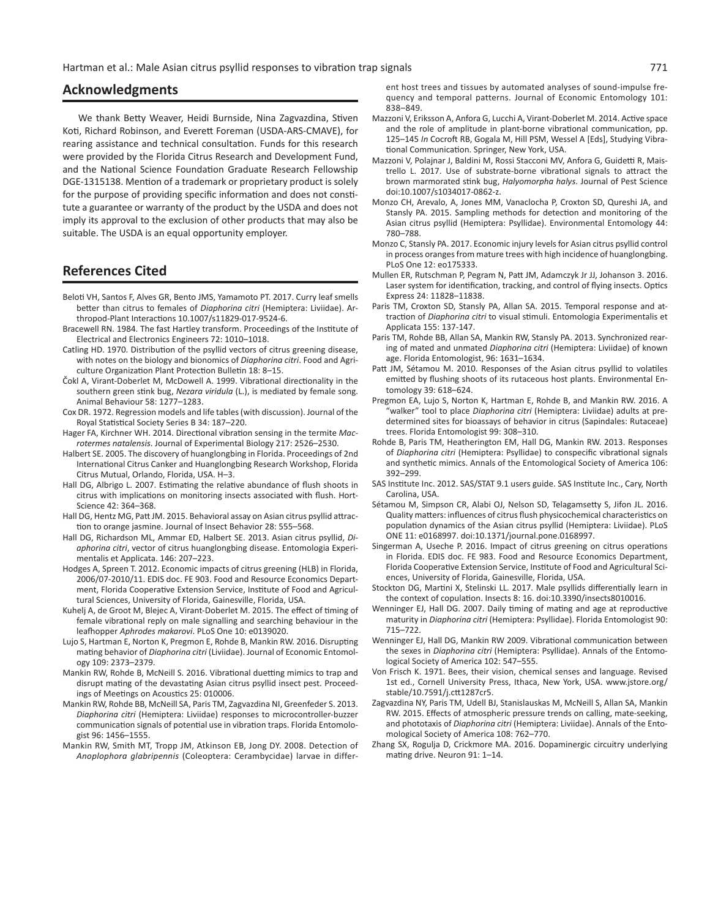## Acknowledgments

We thank Betty Weaver, Heidi Burnside, Nina Zagvazdina, Stiven Koti, Richard Robinson, and Everett Foreman (USDA-ARS-CMAVE), for rearing assistance and technical consultation. Funds for this research were provided by the Florida Citrus Research and Development Fund, and the National Science Foundation Graduate Research Fellowship DGE-1315138. Mention of a trademark or proprietary product is solely for the purpose of providing specific information and does not constitute a guarantee or warranty of the product by the USDA and does not imply its approval to the exclusion of other products that may also be suitable. The USDA is an equal opportunity employer.

## References Cited

Beloti VH, Santos F, Alves GR, Bento JMS, Yamamoto PT. 2017. Curry leaf smells better than citrus to females of *Diaphorina citri* (Hemiptera: Liviidae). Arthropod-Plant Interactions 10.1007/s11829-017-9524-6.

Bracewell RN. 1984. The fast Hartley transform. Proceedings of the Institute of Electrical and Electronics Engineers 72: 1010–1018.

Catling HD. 1970. Distribution of the psyllid vectors of citrus greening disease, with notes on the biology and bionomics of *Diaphorina citri*. Food and Agriculture Organization Plant Protection Bulletin 18: 8–15.

Čokl A, Virant-Doberlet M, McDowell A. 1999. Vibrational directionality in the southern green stink bug, *Nezara viridula* (L.), is mediated by female song. Animal Behaviour 58: 1277–1283.

Cox DR. 1972. Regression models and life tables (with discussion). Journal of the Royal Statistical Society Series B 34: 187–220.

Hager FA, Kirchner WH. 2014. Directional vibration sensing in the termite *Macrotermes natalensis*. Journal of Experimental Biology 217: 2526–2530.

Halbert SE. 2005. The discovery of huanglongbing in Florida. Proceedings of 2nd International Citrus Canker and Huanglongbing Research Workshop, Florida Citrus Mutual, Orlando, Florida, USA. H–3.

Hall DG, Albrigo L. 2007. Estimating the relative abundance of flush shoots in citrus with implications on monitoring insects associated with flush. HortScience 42: 364–368.

Hall DG, Hentz MG, Patt JM. 2015. Behavioral assay on Asian citrus psyllid attraction to orange jasmine. Journal of Insect Behavior 28: 555–568.

Hall DG, Richardson ML, Ammar ED, Halbert SE. 2013. Asian citrus psyllid, *Diaphorina citri*, vector of citrus huanglongbing disease. Entomologia Experimentalis et Applicata. 146: 207–223.

Hodges A, Spreen T. 2012. Economic impacts of citrus greening (HLB) in Florida, 2006/07-2010/11. EDIS doc. FE 903. Food and Resource Economics Department, Florida Cooperative Extension Service, Institute of Food and Agricultural Sciences, University of Florida, Gainesville, Florida, USA.

Kuhelj A, de Groot M, Blejec A, Virant-Doberlet M. 2015. The effect of timing of female vibrational reply on male signalling and searching behaviour in the leafhopper *Aphrodes makarovi*. PLoS One 10: e0139020.

Lujo S, Hartman E, Norton K, Pregmon E, Rohde B, Mankin RW. 2016. Disrupting mating behavior of *Diaphorina citri* (Liviidae). Journal of Economic Entomology 109: 2373–2379.

Mankin RW, Rohde B, McNeill S. 2016. Vibrational duetting mimics to trap and disrupt mating of the devastating Asian citrus psyllid insect pest. Proceedings of Meetings on Acoustics 25: 010006.

Mankin RW, Rohde BB, McNeill SA, Paris TM, Zagvazdina NI, Greenfeder S. 2013. *Diaphorina citri* (Hemiptera: Liviidae) responses to microcontroller-buzzer communication signals of potential use in vibration traps. Florida Entomologist 96: 1456–1555.

Mankin RW, Smith MT, Tropp JM, Atkinson EB, Jong DY. 2008. Detection of *Anoplophora glabripennis* (Coleoptera: Cerambycidae) larvae in different host trees and tissues by automated analyses of sound-impulse frequency and temporal patterns. Journal of Economic Entomology 101: 838–849.

Mazzoni V, Eriksson A, Anfora G, Lucchi A, Virant-Doberlet M. 2014. Active space and the role of amplitude in plant-borne vibrational communication, pp. 125–145 *In* Cocroft RB, Gogala M, Hill PSM, Wessel A [Eds], Studying Vibrational Communication. Springer, New York, USA.

Mazzoni V, Polajnar J, Baldini M, Rossi Stacconi MV, Anfora G, Guidetti R, Maistrello L. 2017. Use of substrate-borne vibrational signals to attract the brown marmorated stink bug, *Halyomorpha halys*. Journal of Pest Science doi:10.1007/s1034017-0862-z.

Monzo CH, Arevalo, A, Jones MM, Vanaclocha P, Croxton SD, Qureshi JA, and Stansly PA. 2015. Sampling methods for detection and monitoring of the Asian citrus psyllid (Hemiptera: Psyllidae). Environmental Entomology 44: 780–788.

Monzo C, Stansly PA. 2017. Economic injury levels for Asian citrus psyllid control in process oranges from mature trees with high incidence of huanglongbing. PLoS One 12: eo175333.

Mullen ER, Rutschman P, Pegram N, Patt JM, Adamczyk Jr JJ, Johanson 3. 2016. Laser system for identification, tracking, and control of flying insects. Optics Express 24: 11828–11838.

Paris TM, Croxton SD, Stansly PA, Allan SA. 2015. Temporal response and attraction of *Diaphorina citri* to visual stimuli. Entomologia Experimentalis et Applicata 155: 137-147.

Paris TM, Rohde BB, Allan SA, Mankin RW, Stansly PA. 2013. Synchronized rearing of mated and unmated *Diaphorina citri* (Hemiptera: Liviidae) of known age. Florida Entomologist, 96: 1631–1634.

Patt JM, Sétamou M. 2010. Responses of the Asian citrus psyllid to volatiles emitted by flushing shoots of its rutaceous host plants. Environmental Entomology 39: 618–624.

Pregmon EA, Lujo S, Norton K, Hartman E, Rohde B, and Mankin RW. 2016. A "walker" tool to place *Diaphorina citri* (Hemiptera: Liviidae) adults at predetermined sites for bioassays of behavior in citrus (Sapindales: Rutaceae) trees. Florida Entomologist 99: 308–310.

Rohde B, Paris TM, Heatherington EM, Hall DG, Mankin RW. 2013. Responses of *Diaphorina citri* (Hemiptera: Psyllidae) to conspecific vibrational signals and synthetic mimics. Annals of the Entomological Society of America 106: 392–299.

SAS Institute Inc. 2012. SAS/STAT 9.1 users guide. SAS Institute Inc., Cary, North Carolina, USA.

Sétamou M, Simpson CR, Alabi OJ, Nelson SD, Telagamsetty S, Jifon JL. 2016. Quality matters: influences of citrus flush physicochemical characteristics on population dynamics of the Asian citrus psyllid (Hemiptera: Liviidae). PLoS ONE 11: e0168997. doi:10.1371/journal.pone.0168997.

Singerman A, Useche P. 2016. Impact of citrus greening on citrus operations in Florida. EDIS doc. FE 983. Food and Resource Economics Department, Florida Cooperative Extension Service, Institute of Food and Agricultural Sciences, University of Florida, Gainesville, Florida, USA.

Stockton DG, Martini X, Stelinski LL. 2017. Male psyllids differentially learn in the context of copulation. Insects 8: 16. doi:10.3390/insects8010016.

Wenninger EJ, Hall DG. 2007. Daily timing of mating and age at reproductive maturity in *Diaphorina citri* (Hemiptera: Psyllidae). Florida Entomologist 90: 715–722.

Wenninger EJ, Hall DG, Mankin RW 2009. Vibrational communication between the sexes in *Diaphorina citri* (Hemiptera: Psyllidae). Annals of the Entomological Society of America 102: 547–555.

Von Frisch K. 1971. Bees, their vision, chemical senses and language. Revised 1st ed., Cornell University Press, Ithaca, New York, USA. www.jstore.org/stable/10.7591/j.ctt1287cr5.

Zagvazdina NY, Paris TM, Udell BJ, Stanislauskas M, McNeill S, Allan SA, Mankin RW. 2015. Effects of atmospheric pressure trends on calling, mate-seeking, and phototaxis of *Diaphorina citri* (Hemiptera: Liviidae). Annals of the Entomological Society of America 108: 762–770.

Zhang SX, Rogulja D, Crickmore MA. 2016. Dopaminergic circuitry underlying mating drive. Neuron 91: 1–14.